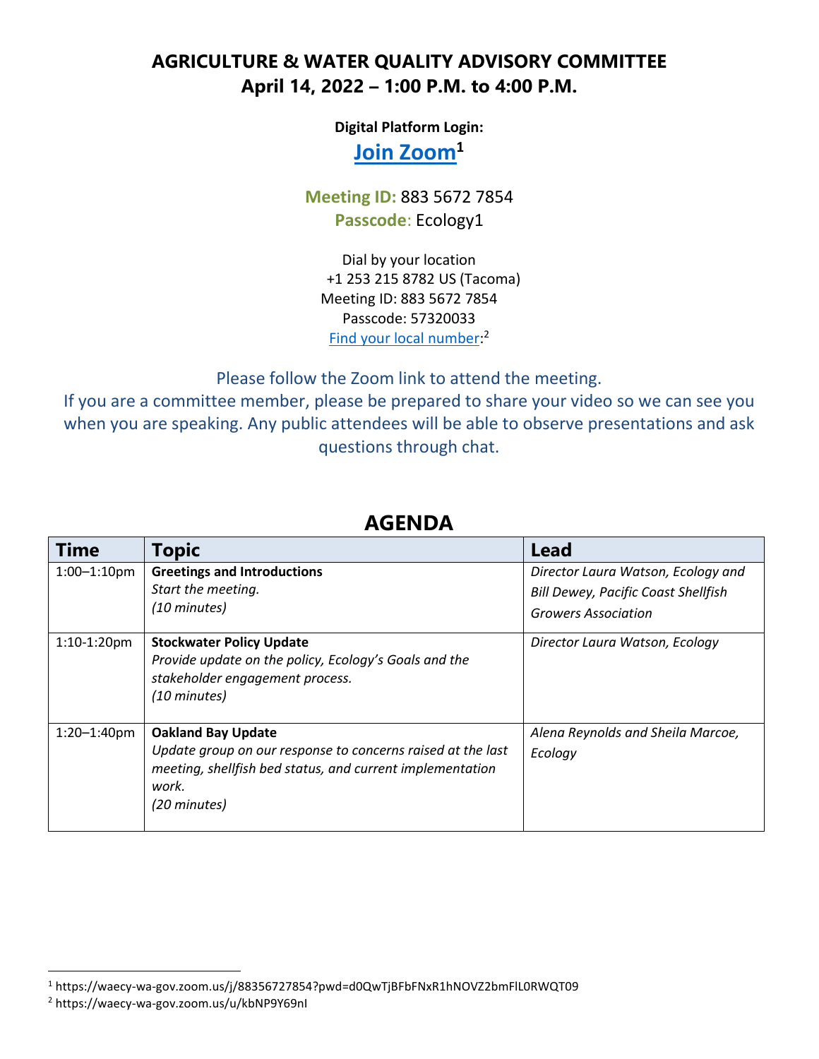# AGRICULTURE & WATER QUALITY ADVISORY COMMITTEE
## April 14, 2022 – 1:00 P.M. to 4:00 P.M.

**Digital Platform Login:**

**Join Zoom**[1]

**Meeting ID:** 883 5672 7854
**Passcode**: Ecology1

Dial by your location
+1 253 215 8782 US (Tacoma)
Meeting ID: 883 5672 7854
Passcode: 57320033
Find your local number:[2]

Please follow the Zoom link to attend the meeting.
If you are a committee member, please be prepared to share your video so we can see you when you are speaking. Any public attendees will be able to observe presentations and ask questions through chat.

## AGENDA

| Time | Topic | Lead |
|---|---|---|
| 1:00–1:10pm | **Greetings and Introductions**<br>*Start the meeting.*<br>*(10 minutes)* | *Director Laura Watson, Ecology and Bill Dewey, Pacific Coast Shellfish Growers Association* |
| 1:10-1:20pm | **Stockwater Policy Update**<br>*Provide update on the policy, Ecology's Goals and the stakeholder engagement process.*<br>*(10 minutes)* | *Director Laura Watson, Ecology* |
| 1:20–1:40pm | **Oakland Bay Update**<br>*Update group on our response to concerns raised at the last meeting, shellfish bed status, and current implementation work.*<br>*(20 minutes)* | *Alena Reynolds and Sheila Marcoe, Ecology* |

[1] https://waecy-wa-gov.zoom.us/j/88356727854?pwd=d0QwTjBFbFNxR1hNOVZ2bmFlL0RWQT09
[2] https://waecy-wa-gov.zoom.us/u/kbNP9Y69nI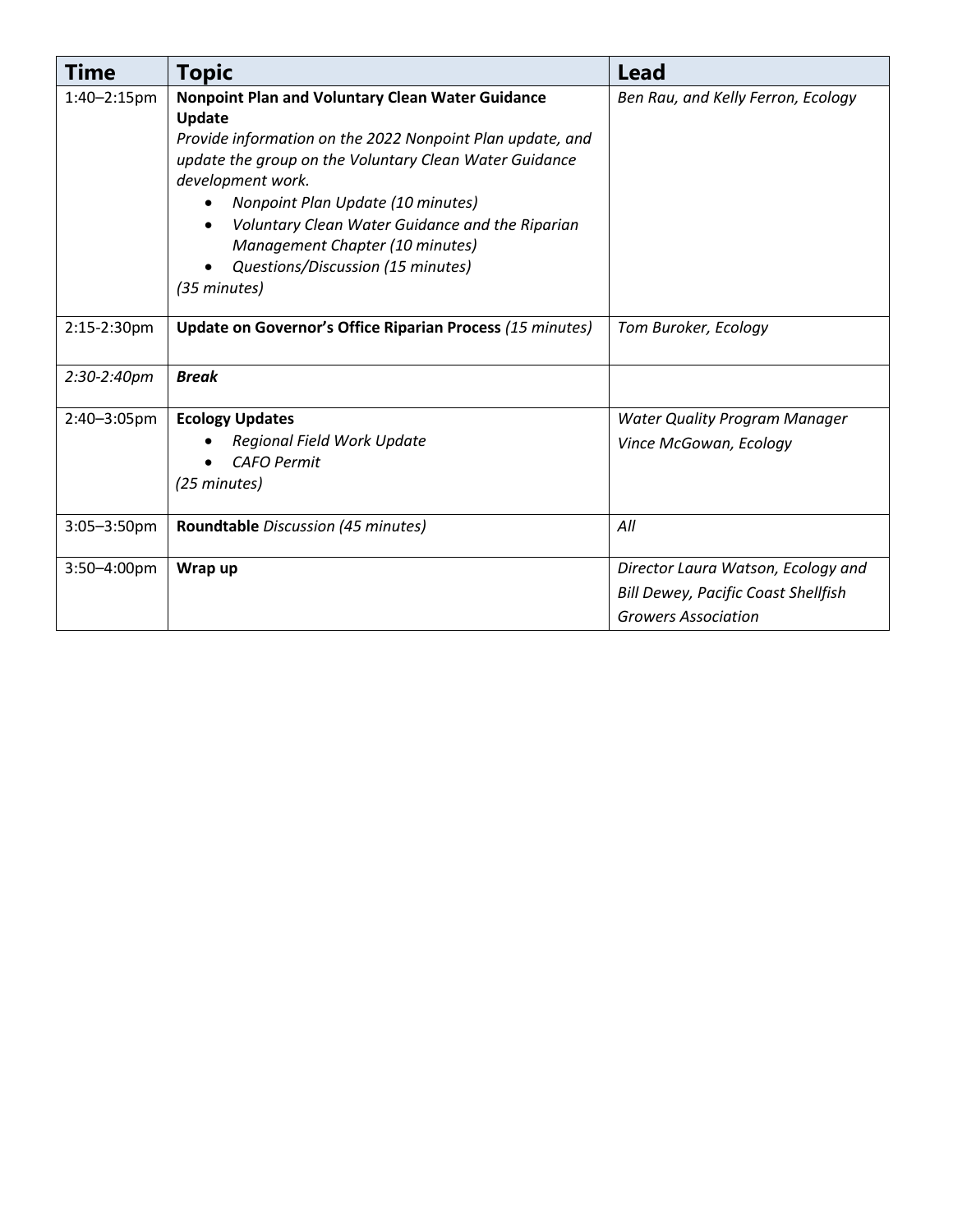| Time | Topic | Lead |
|---|---|---|
| 1:40–2:15pm | **Nonpoint Plan and Voluntary Clean Water Guidance Update**<br>*Provide information on the 2022 Nonpoint Plan update, and update the group on the Voluntary Clean Water Guidance development work.*<br>• *Nonpoint Plan Update (10 minutes)*<br>• *Voluntary Clean Water Guidance and the Riparian Management Chapter (10 minutes)*<br>• *Questions/Discussion (15 minutes)*<br>*(35 minutes)* | *Ben Rau, and Kelly Ferron, Ecology* |
| 2:15-2:30pm | **Update on Governor's Office Riparian Process** *(15 minutes)* | *Tom Buroker, Ecology* |
| *2:30-2:40pm* | ***Break*** | |
| 2:40–3:05pm | **Ecology Updates**<br>• *Regional Field Work Update*<br>• *CAFO Permit*<br>*(25 minutes)* | *Water Quality Program Manager Vince McGowan, Ecology* |
| 3:05–3:50pm | **Roundtable** *Discussion (45 minutes)* | *All* |
| 3:50–4:00pm | **Wrap up** | *Director Laura Watson, Ecology and Bill Dewey, Pacific Coast Shellfish Growers Association* |